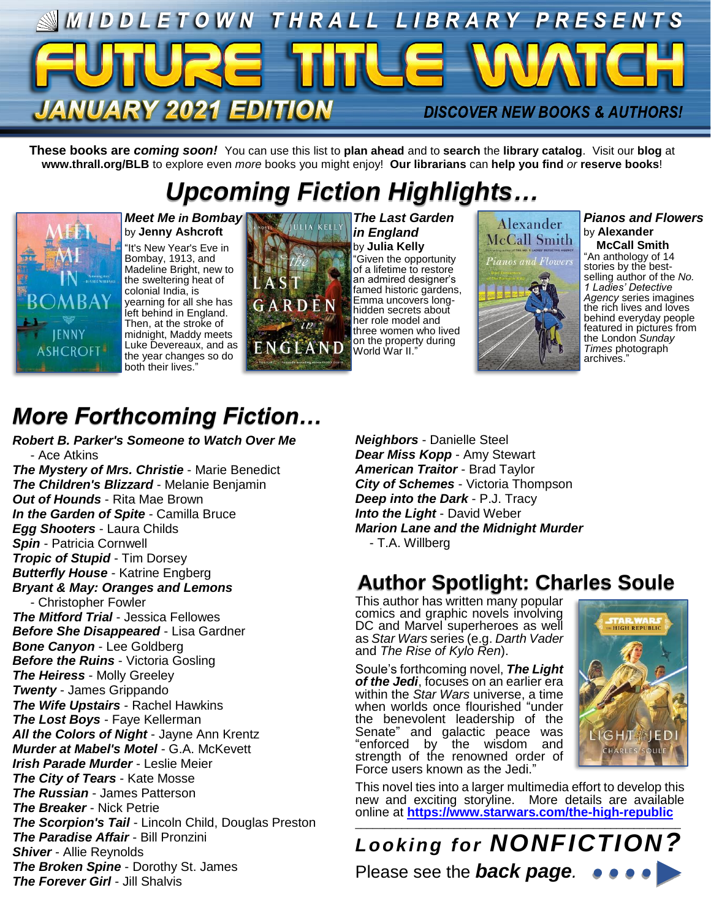# MIDDLETOWN THRALL LIBRARY PRESENTS

# FUTURE TITLE WATCH

**JANUARY 2021 EDITION**

**DISCOVER NEW BOOKS & AUTHORS!**

**These books are *coming soon!*** You can use this list to **plan ahead** and to **search** the **library catalog**. Visit our **blog** at **www.thrall.org/BLB** to explore even *more* books you might enjoy! **Our librarians** can **help you find** *or* **reserve books**!

## *Upcoming Fiction Highlights…*

***Meet Me in Bombay*** by **Jenny Ashcroft**

"It's New Year's Eve in Bombay, 1913, and Madeline Bright, new to the sweltering heat of colonial India, is yearning for all she has left behind in England. Then, at the stroke of midnight, Maddy meets Luke Devereaux, and as the year changes so do both their lives."

***The Last Garden in England*** by **Julia Kelly**

"Given the opportunity of a lifetime to restore an admired designer's famed historic gardens, Emma uncovers long-hidden secrets about her role model and three women who lived on the property during World War II."

***Pianos and Flowers*** by **Alexander McCall Smith**

"An anthology of 14 stories by the best-selling author of the *No. 1 Ladies' Detective Agency* series imagines the rich lives and loves behind everyday people featured in pictures from the London *Sunday Times* photograph archives."

## *More Forthcoming Fiction…*

***Robert B. Parker's Someone to Watch Over Me*** - Ace Atkins
***The Mystery of Mrs. Christie*** - Marie Benedict
***The Children's Blizzard*** - Melanie Benjamin
***Out of Hounds*** - Rita Mae Brown
***In the Garden of Spite*** - Camilla Bruce
***Egg Shooters*** - Laura Childs
***Spin*** - Patricia Cornwell
***Tropic of Stupid*** - Tim Dorsey
***Butterfly House*** - Katrine Engberg
***Bryant & May: Oranges and Lemons*** - Christopher Fowler
***The Mitford Trial*** - Jessica Fellowes
***Before She Disappeared*** - Lisa Gardner
***Bone Canyon*** - Lee Goldberg
***Before the Ruins*** - Victoria Gosling
***The Heiress*** - Molly Greeley
***Twenty*** - James Grippando
***The Wife Upstairs*** - Rachel Hawkins
***The Lost Boys*** - Faye Kellerman
***All the Colors of Night*** - Jayne Ann Krentz
***Murder at Mabel's Motel*** - G.A. McKevett
***Irish Parade Murder*** - Leslie Meier
***The City of Tears*** - Kate Mosse
***The Russian*** - James Patterson
***The Breaker*** - Nick Petrie
***The Scorpion's Tail*** - Lincoln Child, Douglas Preston
***The Paradise Affair*** - Bill Pronzini
***Shiver*** - Allie Reynolds
***The Broken Spine*** - Dorothy St. James
***The Forever Girl*** - Jill Shalvis
***Neighbors*** - Danielle Steel
***Dear Miss Kopp*** - Amy Stewart
***American Traitor*** - Brad Taylor
***City of Schemes*** - Victoria Thompson
***Deep into the Dark*** - P.J. Tracy
***Into the Light*** - David Weber
***Marion Lane and the Midnight Murder*** - T.A. Willberg

## Author Spotlight: Charles Soule

This author has written many popular comics and graphic novels involving DC and Marvel superheroes as well as *Star Wars* series (e.g. *Darth Vader* and *The Rise of Kylo Ren*).

Soule's forthcoming novel, ***The Light of the Jedi***, focuses on an earlier era within the *Star Wars* universe, a time when worlds once flourished "under the benevolent leadership of the Senate" and galactic peace was "enforced by the wisdom and strength of the renowned order of Force users known as the Jedi."

This novel ties into a larger multimedia effort to develop this new and exciting storyline. More details are available online at **https://www.starwars.com/the-high-republic**

***Looking for NONFICTION?***

Please see the ***back page***.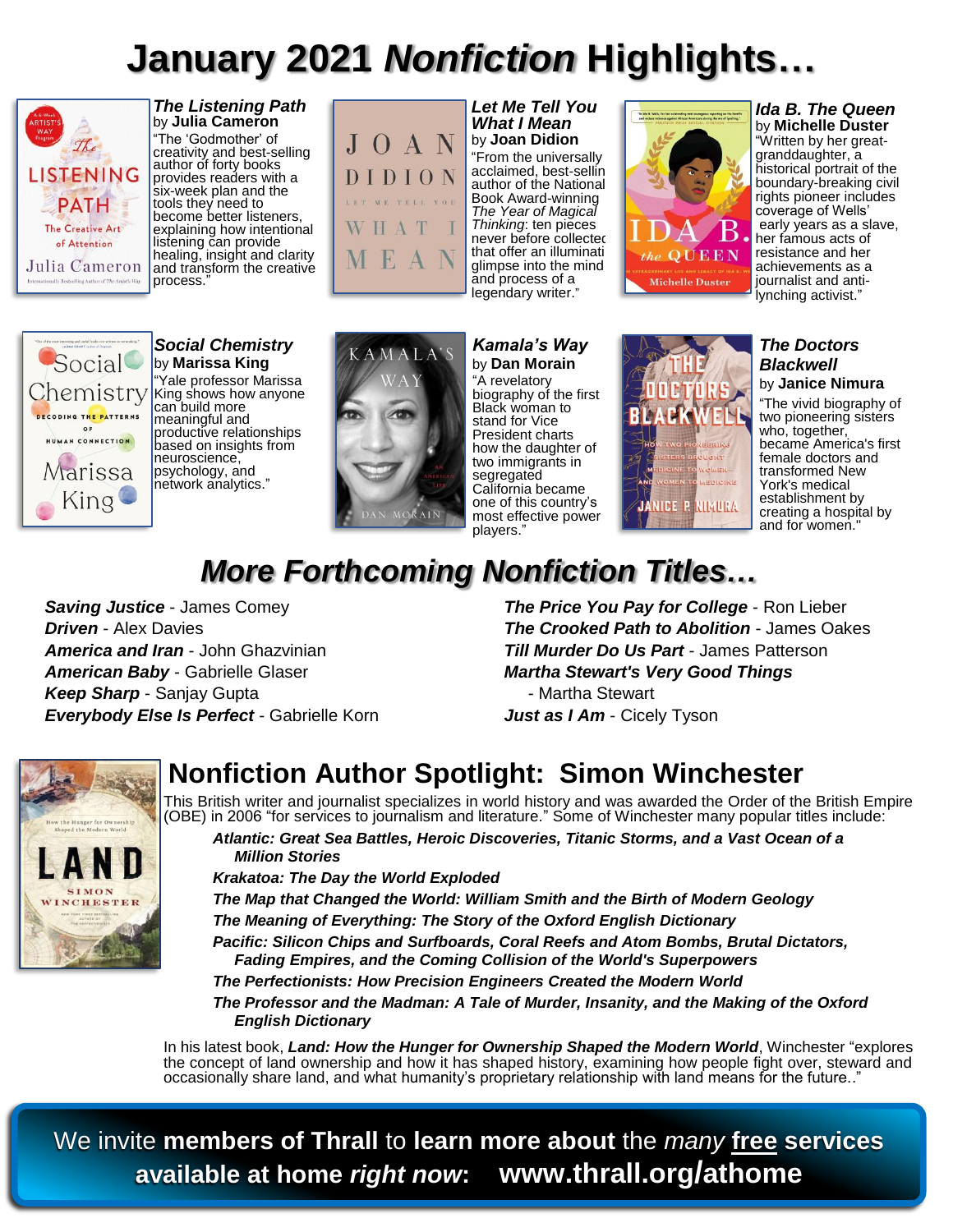# January 2021 *Nonfiction* Highlights…

***The Listening Path***
by **Julia Cameron**
"The 'Godmother' of creativity and best-selling author of forty books provides readers with a six-week plan and the tools they need to become better listeners, explaining how intentional listening can provide healing, insight and clarity and transform the creative process."

***Let Me Tell You What I Mean***
by **Joan Didion**
"From the universally acclaimed, best-sellin author of the National Book Award-winning *The Year of Magical Thinking*: ten pieces never before collectec that offer an illuminati glimpse into the mind and process of a legendary writer."

***Ida B. The Queen***
by **Michelle Duster**
"Written by her great-granddaughter, a historical portrait of the boundary-breaking civil rights pioneer includes coverage of Wells' early years as a slave, her famous acts of resistance and her achievements as a journalist and anti-lynching activist."

***Social Chemistry***
by **Marissa King**
"Yale professor Marissa King shows how anyone can build more meaningful and productive relationships based on insights from neuroscience, psychology, and network analytics."

***Kamala's Way***
by **Dan Morain**
"A revelatory biography of the first Black woman to stand for Vice President charts how the daughter of two immigrants in segregated California became one of this country's most effective power players."

***The Doctors Blackwell***
by **Janice Nimura**
"The vivid biography of two pioneering sisters who, together, became America's first female doctors and transformed New York's medical establishment by creating a hospital by and for women."

## *More Forthcoming Nonfiction Titles…*

***Saving Justice*** - James Comey
***Driven*** - Alex Davies
***America and Iran*** - John Ghazvinian
***American Baby*** - Gabrielle Glaser
***Keep Sharp*** - Sanjay Gupta
***Everybody Else Is Perfect*** - Gabrielle Korn
***The Price You Pay for College*** - Ron Lieber
***The Crooked Path to Abolition*** - James Oakes
***Till Murder Do Us Part*** - James Patterson
***Martha Stewart's Very Good Things*** - Martha Stewart
***Just as I Am*** - Cicely Tyson

## Nonfiction Author Spotlight: Simon Winchester

This British writer and journalist specializes in world history and was awarded the Order of the British Empire (OBE) in 2006 "for services to journalism and literature." Some of Winchester many popular titles include:

- ***Atlantic: Great Sea Battles, Heroic Discoveries, Titanic Storms, and a Vast Ocean of a Million Stories***
- ***Krakatoa: The Day the World Exploded***
- ***The Map that Changed the World: William Smith and the Birth of Modern Geology***
- ***The Meaning of Everything: The Story of the Oxford English Dictionary***
- ***Pacific: Silicon Chips and Surfboards, Coral Reefs and Atom Bombs, Brutal Dictators, Fading Empires, and the Coming Collision of the World's Superpowers***
- ***The Perfectionists: How Precision Engineers Created the Modern World***
- ***The Professor and the Madman: A Tale of Murder, Insanity, and the Making of the Oxford English Dictionary***

In his latest book, ***Land: How the Hunger for Ownership Shaped the Modern World***, Winchester "explores the concept of land ownership and how it has shaped history, examining how people fight over, steward and occasionally share land, and what humanity's proprietary relationship with land means for the future.."

We invite **members of Thrall** to **learn more about** the *many* **free services available at home** ***right now*****:** **www.thrall.org/athome**